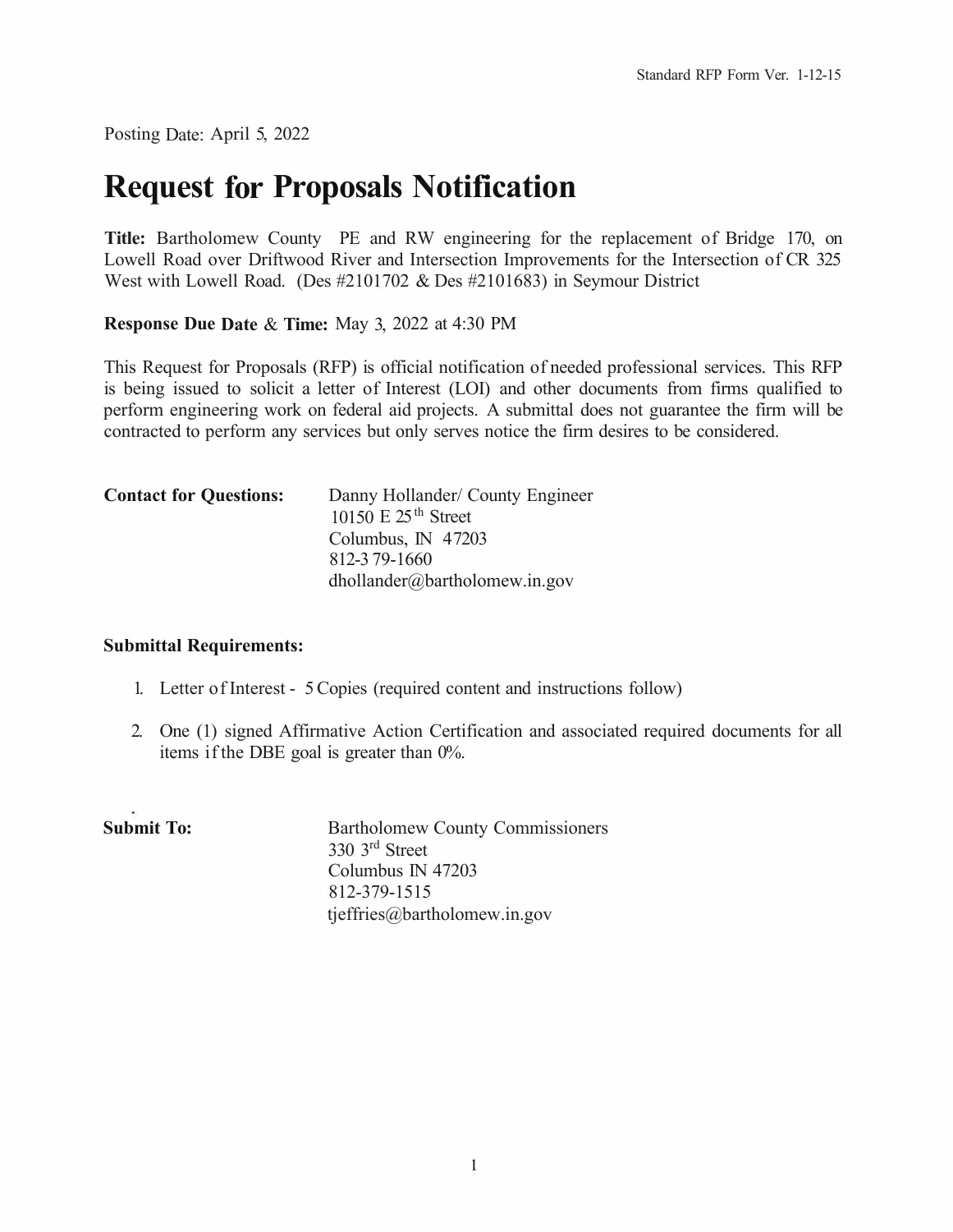Standard RFP Form Ver. 1-12-15

Posting Date: April 5, 2022

# Request for Proposals Notification

**Title:** Bartholomew County PE and RW engineering for the replacement of Bridge 170, on Lowell Road over Driftwood River and Intersection Improvements for the Intersection of CR 325 West with Lowell Road. (Des #2101702 & Des #2101683) in Seymour District

**Response Due Date & Time:** May 3, 2022 at 4:30 PM

This Request for Proposals (RFP) is official notification of needed professional services. This RFP is being issued to solicit a letter of Interest (LOI) and other documents from firms qualified to perform engineering work on federal aid projects. A submittal does not guarantee the firm will be contracted to perform any services but only serves notice the firm desires to be considered.

**Contact for Questions:**

Danny Hollander/ County Engineer
10150 E 25th Street
Columbus, IN 47203
812-379-1660
dhollander@bartholomew.in.gov

**Submittal Requirements:**

1. Letter of Interest - 5 Copies (required content and instructions follow)
2. One (1) signed Affirmative Action Certification and associated required documents for all items if the DBE goal is greater than 0%.

**Submit To:**

Bartholomew County Commissioners
330 3rd Street
Columbus IN 47203
812-379-1515
tjeffries@bartholomew.in.gov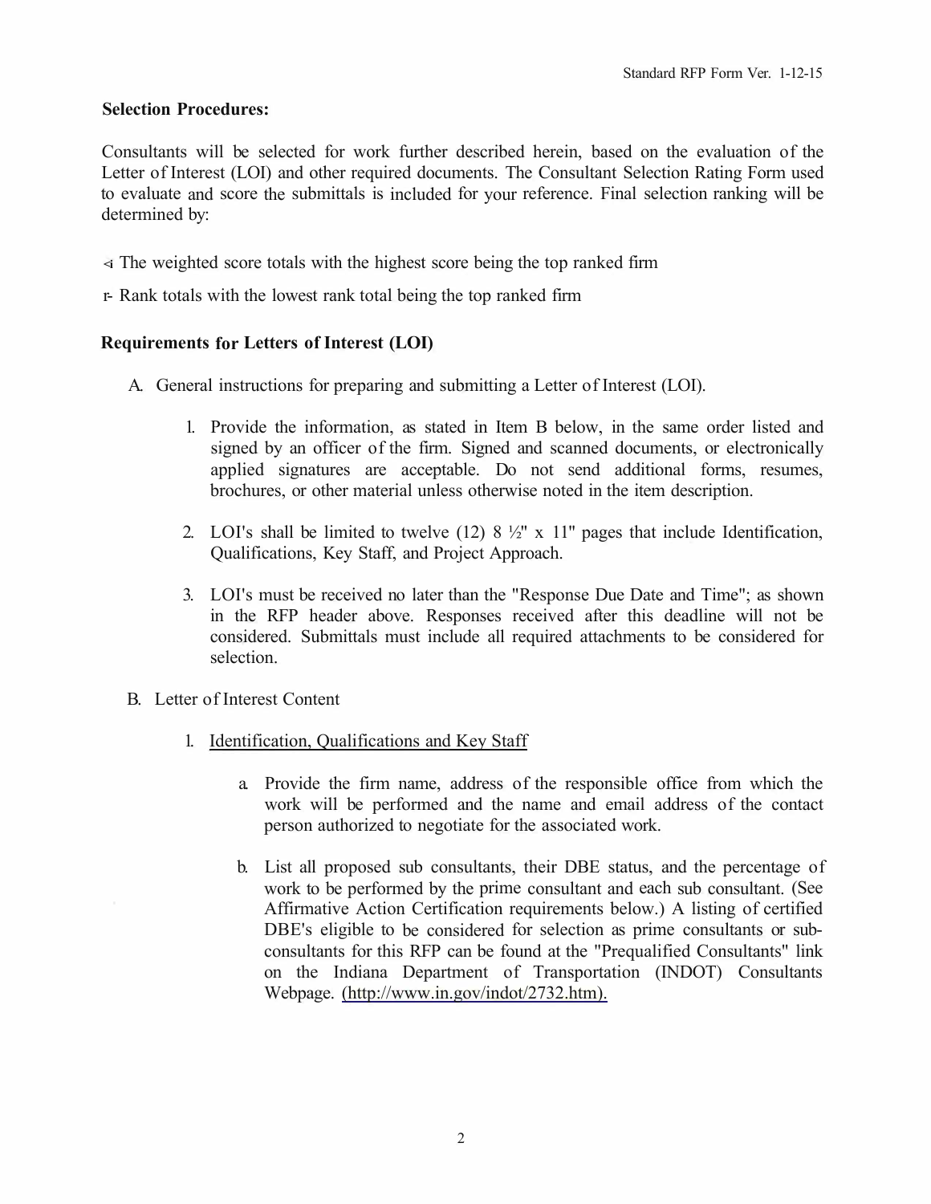**Selection Procedures:**

Consultants will be selected for work further described herein, based on the evaluation of the Letter of Interest (LOI) and other required documents. The Consultant Selection Rating Form used to evaluate and score the submittals is included for your reference. Final selection ranking will be determined by:

- The weighted score totals with the highest score being the top ranked firm
- Rank totals with the lowest rank total being the top ranked firm

**Requirements for Letters of Interest (LOI)**

A. General instructions for preparing and submitting a Letter of Interest (LOI).

   1. Provide the information, as stated in Item B below, in the same order listed and signed by an officer of the firm. Signed and scanned documents, or electronically applied signatures are acceptable. Do not send additional forms, resumes, brochures, or other material unless otherwise noted in the item description.

   2. LOI's shall be limited to twelve (12) 8 ½" x 11" pages that include Identification, Qualifications, Key Staff, and Project Approach.

   3. LOI's must be received no later than the "Response Due Date and Time"; as shown in the RFP header above. Responses received after this deadline will not be considered. Submittals must include all required attachments to be considered for selection.

B. Letter of Interest Content

   1. Identification, Qualifications and Key Staff

      a. Provide the firm name, address of the responsible office from which the work will be performed and the name and email address of the contact person authorized to negotiate for the associated work.

      b. List all proposed sub consultants, their DBE status, and the percentage of work to be performed by the prime consultant and each sub consultant. (See Affirmative Action Certification requirements below.) A listing of certified DBE's eligible to be considered for selection as prime consultants or sub-consultants for this RFP can be found at the "Prequalified Consultants" link on the Indiana Department of Transportation (INDOT) Consultants Webpage. (http://www.in.gov/indot/2732.htm).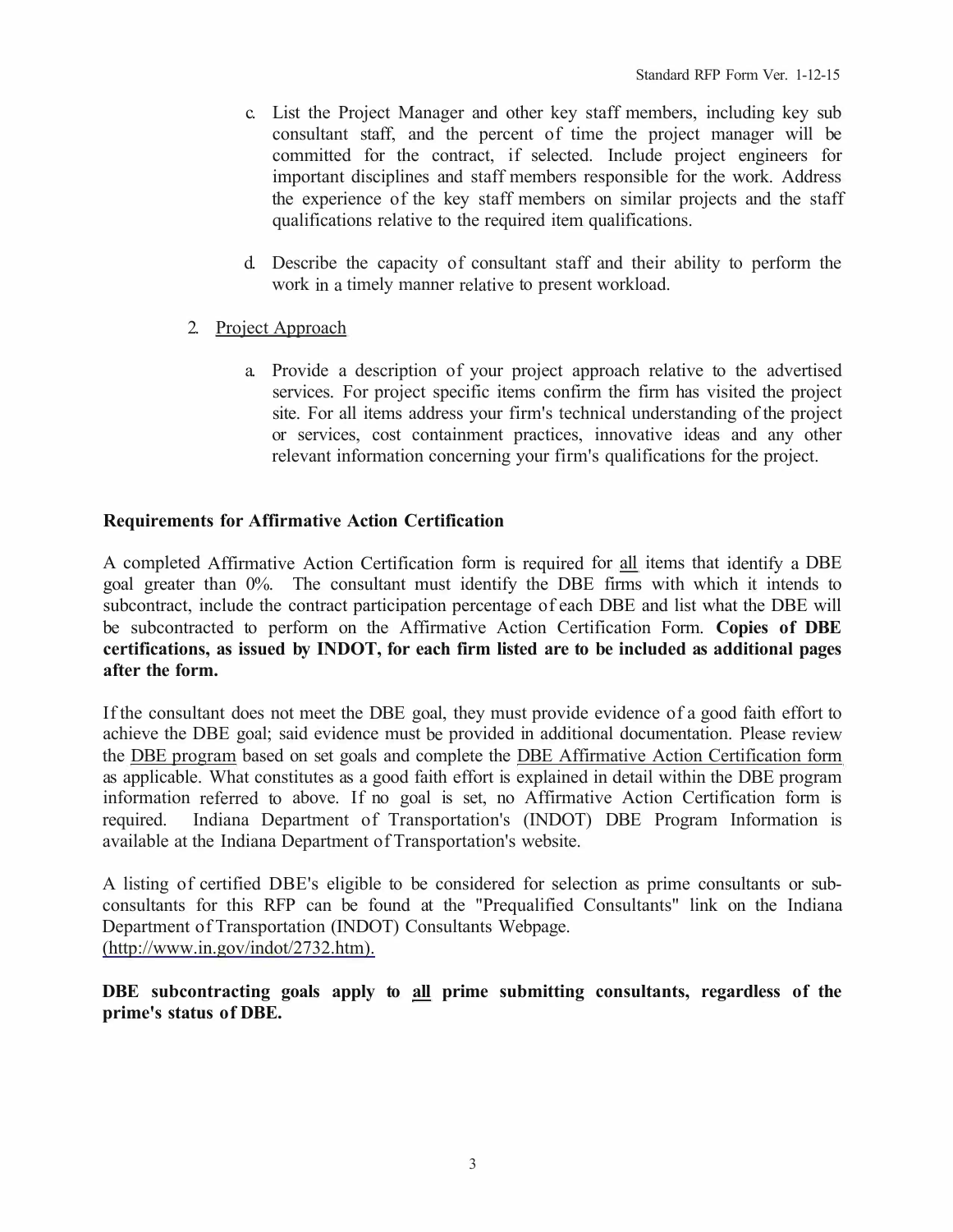c. List the Project Manager and other key staff members, including key sub consultant staff, and the percent of time the project manager will be committed for the contract, if selected. Include project engineers for important disciplines and staff members responsible for the work. Address the experience of the key staff members on similar projects and the staff qualifications relative to the required item qualifications.

d. Describe the capacity of consultant staff and their ability to perform the work in a timely manner relative to present workload.

2. Project Approach

a. Provide a description of your project approach relative to the advertised services. For project specific items confirm the firm has visited the project site. For all items address your firm's technical understanding of the project or services, cost containment practices, innovative ideas and any other relevant information concerning your firm's qualifications for the project.

**Requirements for Affirmative Action Certification**

A completed Affirmative Action Certification form is required for all items that identify a DBE goal greater than 0%. The consultant must identify the DBE firms with which it intends to subcontract, include the contract participation percentage of each DBE and list what the DBE will be subcontracted to perform on the Affirmative Action Certification Form. **Copies of DBE certifications, as issued by INDOT, for each firm listed are to be included as additional pages after the form.**

If the consultant does not meet the DBE goal, they must provide evidence of a good faith effort to achieve the DBE goal; said evidence must be provided in additional documentation. Please review the DBE program based on set goals and complete the DBE Affirmative Action Certification form as applicable. What constitutes as a good faith effort is explained in detail within the DBE program information referred to above. If no goal is set, no Affirmative Action Certification form is required. Indiana Department of Transportation's (INDOT) DBE Program Information is available at the Indiana Department of Transportation's website.

A listing of certified DBE's eligible to be considered for selection as prime consultants or sub-consultants for this RFP can be found at the "Prequalified Consultants" link on the Indiana Department of Transportation (INDOT) Consultants Webpage. (http://www.in.gov/indot/2732.htm).

**DBE subcontracting goals apply to all prime submitting consultants, regardless of the prime's status of DBE.**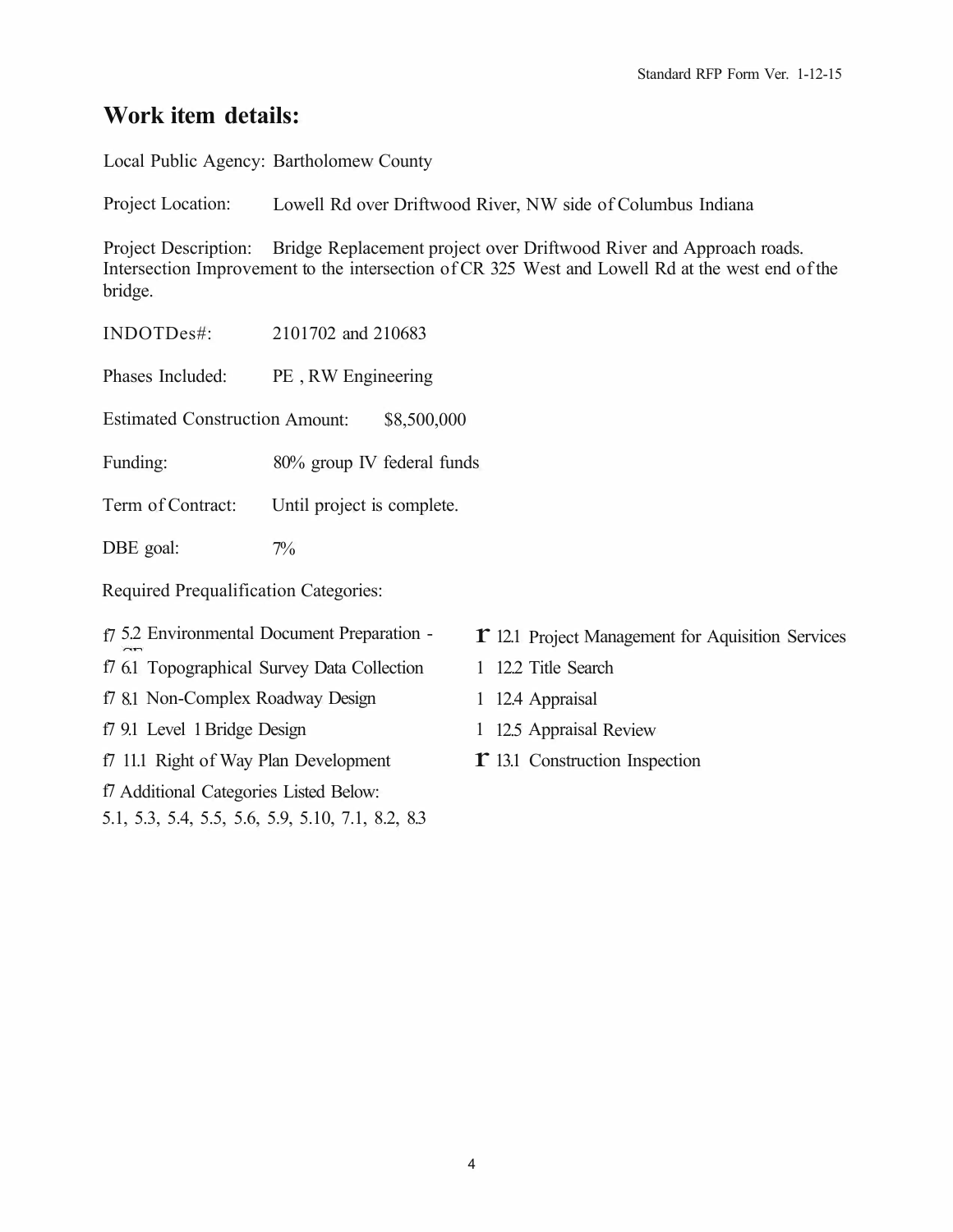## Work item details:

Local Public Agency: Bartholomew County

Project Location: Lowell Rd over Driftwood River, NW side of Columbus Indiana

Project Description: Bridge Replacement project over Driftwood River and Approach roads. Intersection Improvement to the intersection of CR 325 West and Lowell Rd at the west end of the bridge.

INDOTDes#: 2101702 and 210683

Phases Included: PE , RW Engineering

Estimated Construction Amount: $8,500,000

Funding: 80% group IV federal funds

Term of Contract: Until project is complete.

DBE goal: 7%

Required Prequalification Categories:

f7 5.2 Environmental Document Preparation - CE
f7 6.1 Topographical Survey Data Collection
f7 8.1 Non-Complex Roadway Design
f7 9.1 Level 1 Bridge Design
f7 11.1 Right of Way Plan Development
f7 Additional Categories Listed Below:
5.1, 5.3, 5.4, 5.5, 5.6, 5.9, 5.10, 7.1, 8.2, 8.3

r 12.1 Project Management for Aquisition Services
1 12.2 Title Search
1 12.4 Appraisal
1 12.5 Appraisal Review
r 13.1 Construction Inspection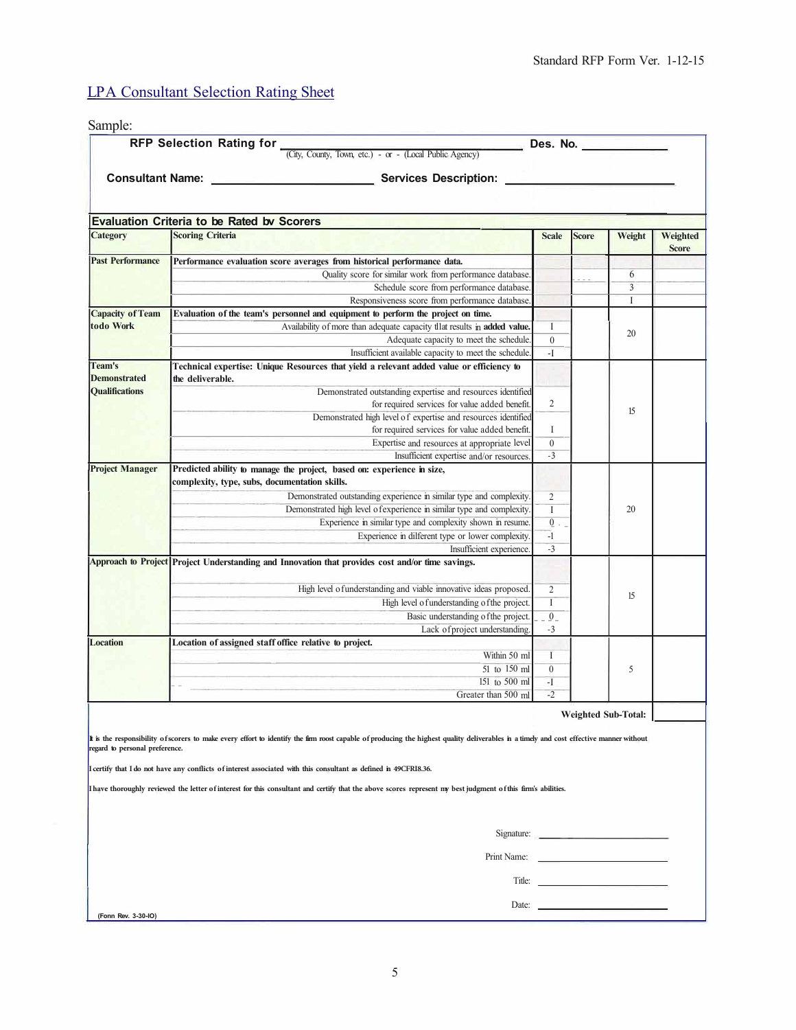Standard RFP Form Ver. 1-12-15

## LPA Consultant Selection Rating Sheet

Sample:

**RFP Selection Rating for** ______________________________ **Des. No.** ____________
(City, County, Town, etc.) - or - (Local Public Agency)

**Consultant Name:** ______________________ **Services Description:** ______________________

**Evaluation Criteria to be Rated bv Scorers**

| Category | Scoring Criteria | Scale | Score | Weight | Weighted Score |
|---|---|---|---|---|---|
| Past Performance | **Performance evaluation score averages from historical performance data.** | | | | |
| | Quality score for similar work from performance database. | | | 6 | |
| | Schedule score from performance database. | | | 3 | |
| | Responsiveness score from performance database. | | | 1 | |
| Capacity of Team todo Work | **Evaluation of the team's personnel and equipment to perform the project on time.** | | | 20 | |
| | Availability of more than adequate capacity that results in **added value.** | 1 | | | |
| | Adequate capacity to meet the schedule. | 0 | | | |
| | Insufficient available capacity to meet the schedule. | -1 | | | |
| Team's Demonstrated Qualifications | **Technical expertise: Unique Resources that yield a relevant added value or efficiency to the deliverable.** | | | 15 | |
| | Demonstrated outstanding expertise and resources identified for required services for value added benefit. | 2 | | | |
| | Demonstrated high level of expertise and resources identified for required services for value added benefit. | 1 | | | |
| | Expertise and resources at appropriate level | 0 | | | |
| | Insufficient expertise and/or resources. | -3 | | | |
| Project Manager | **Predicted ability to manage the project, based on: experience in size, complexity, type, subs, documentation skills.** | | | 20 | |
| | Demonstrated outstanding experience in similar type and complexity. | 2 | | | |
| | Demonstrated high level of experience in similar type and complexity. | 1 | | | |
| | Experience in similar type and complexity shown in resume. | 0 | | | |
| | Experience in different type or lower complexity. | -1 | | | |
| | Insufficient experience. | -3 | | | |
| Approach to Project | **Project Understanding and Innovation that provides cost and/or time savings.** | | | 15 | |
| | High level of understanding and viable innovative ideas proposed. | 2 | | | |
| | High level of understanding of the project. | 1 | | | |
| | Basic understanding of the project. | 0 | | | |
| | Lack of project understanding. | -3 | | | |
| Location | **Location of assigned staff office relative to project.** | | | 5 | |
| | Within 50 ml | 1 | | | |
| | 51 to 150 ml | 0 | | | |
| | 151 to 500 ml | -1 | | | |
| | Greater than 500 ml | -2 | | | |
| | | | | **Weighted Sub-Total:** | |

**It is the responsibility of scorers to make every effort to identify the firm most capable of producing the highest quality deliverables in a timely and cost effective manner without regard to personal preference.**

**I certify that I do not have any conflicts of interest associated with this consultant as defined in 49CFR18.36.**

**I have thoroughly reviewed the letter of interest for this consultant and certify that the above scores represent my best judgment of this firm's abilities.**

Signature: ______________________

Print Name: ______________________

Title: ______________________

Date: ______________________

(Form Rev. 3-30-10)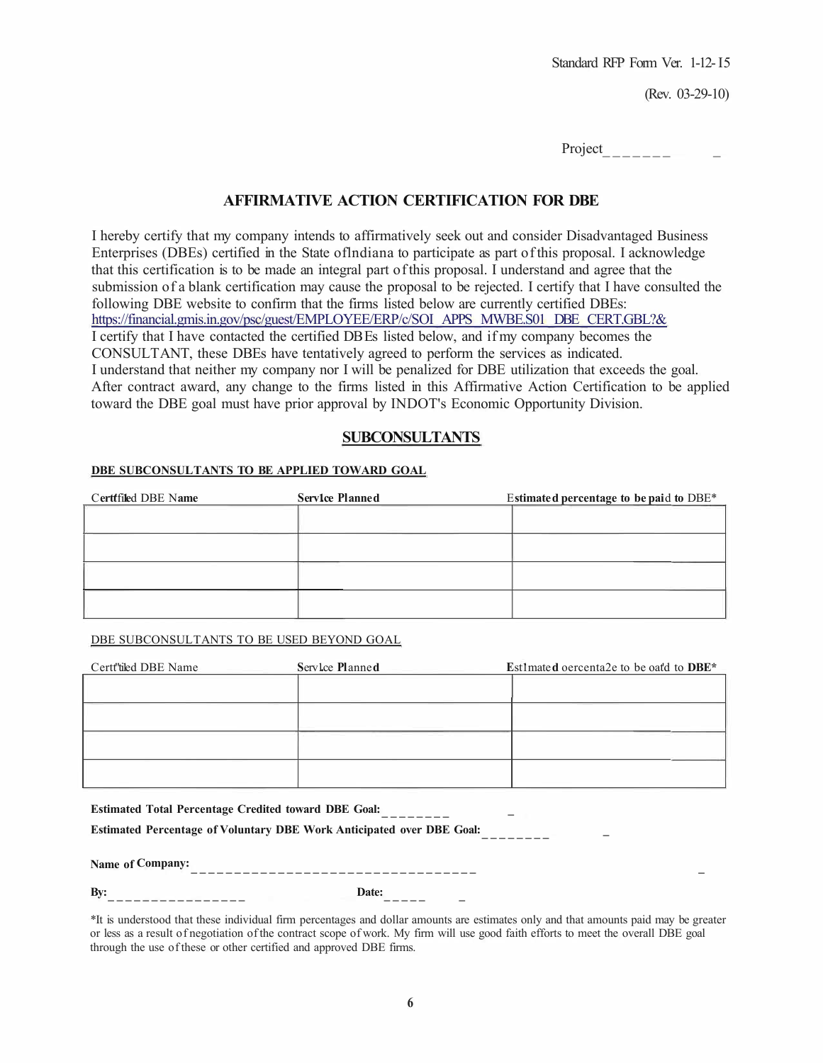Standard RFP Form Ver. 1-12-15

(Rev. 03-29-10)

Project_______ _

## AFFIRMATIVE ACTION CERTIFICATION FOR DBE

I hereby certify that my company intends to affirmatively seek out and consider Disadvantaged Business Enterprises (DBEs) certified in the State of Indiana to participate as part of this proposal. I acknowledge that this certification is to be made an integral part of this proposal. I understand and agree that the submission of a blank certification may cause the proposal to be rejected. I certify that I have consulted the following DBE website to confirm that the firms listed below are currently certified DBEs:
https://financial.gmis.in.gov/psc/guest/EMPLOYEE/ERP/c/SOI_APPS_MWBE.S01_DBE_CERT.GBL?&
I certify that I have contacted the certified DBEs listed below, and if my company becomes the CONSULTANT, these DBEs have tentatively agreed to perform the services as indicated.
I understand that neither my company nor I will be penalized for DBE utilization that exceeds the goal.
After contract award, any change to the firms listed in this Affirmative Action Certification to be applied toward the DBE goal must have prior approval by INDOT's Economic Opportunity Division.

### SUBCONSULTANTS

**DBE SUBCONSULTANTS TO BE APPLIED TOWARD GOAL**

| Certified DBE Name | Service Planned | Estimated percentage to be paid to DBE* |
|---|---|---|
| | | |
| | | |
| | | |
| | | |

DBE SUBCONSULTANTS TO BE USED BEYOND GOAL

| Certified DBE Name | Service Planned | Estimated percentage to be paid to DBE* |
|---|---|---|
| | | |
| | | |
| | | |
| | | |

**Estimated Total Percentage Credited toward DBE Goal:** ________ _

**Estimated Percentage of Voluntary DBE Work Anticipated over DBE Goal:** ________ _

**Name of Company:** __________________________________ _

**By:** ________________ **Date:** _____ _

*It is understood that these individual firm percentages and dollar amounts are estimates only and that amounts paid may be greater or less as a result of negotiation of the contract scope of work. My firm will use good faith efforts to meet the overall DBE goal through the use of these or other certified and approved DBE firms.